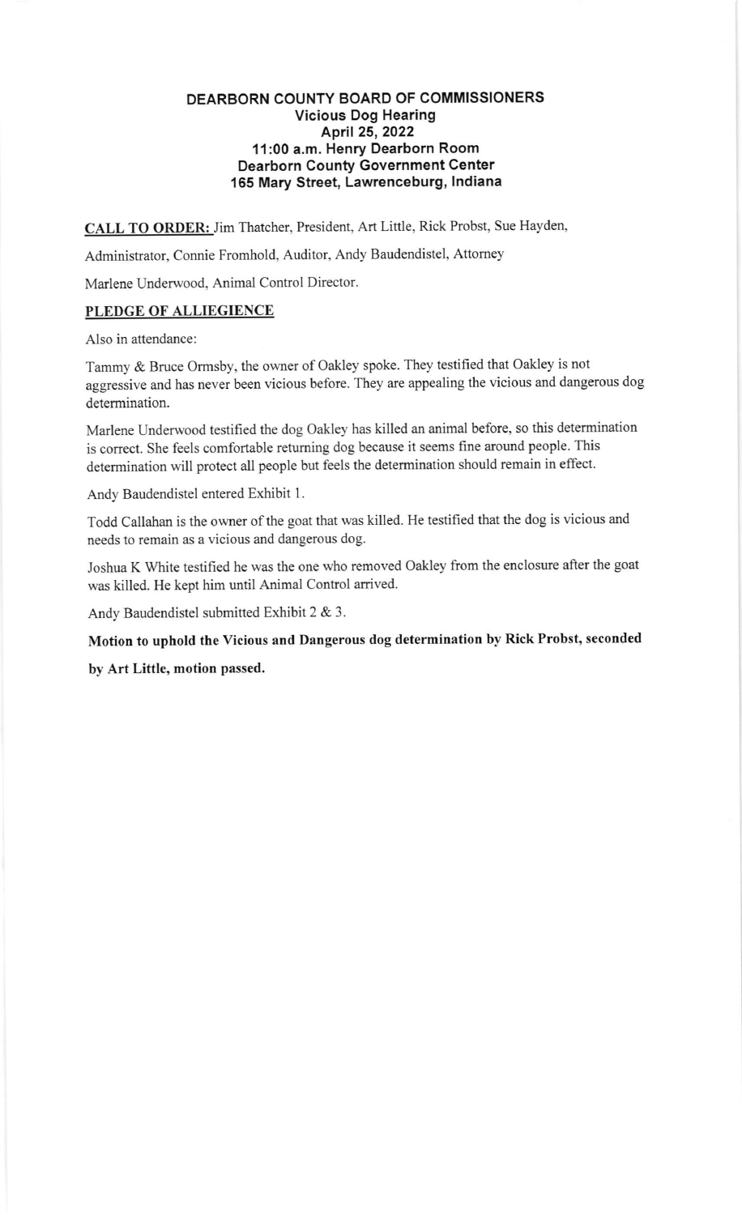# DEARBORN COUNTY BOARD OF COMMISSIONERS

## Vicious Dog Hearing
## April 25, 2022
## 11:00 a.m. Henry Dearborn Room
## Dearborn County Government Center
## 165 Mary Street, Lawrenceburg, Indiana

**CALL TO ORDER:** Jim Thatcher, President, Art Little, Rick Probst, Sue Hayden, Administrator, Connie Fromhold, Auditor, Andy Baudendistel, Attorney

Marlene Underwood, Animal Control Director.

**PLEDGE OF ALLIEGIENCE**

Also in attendance:

Tammy & Bruce Ormsby, the owner of Oakley spoke. They testified that Oakley is not aggressive and has never been vicious before. They are appealing the vicious and dangerous dog determination.

Marlene Underwood testified the dog Oakley has killed an animal before, so this determination is correct. She feels comfortable returning dog because it seems fine around people. This determination will protect all people but feels the determination should remain in effect.

Andy Baudendistel entered Exhibit 1.

Todd Callahan is the owner of the goat that was killed. He testified that the dog is vicious and needs to remain as a vicious and dangerous dog.

Joshua K White testified he was the one who removed Oakley from the enclosure after the goat was killed. He kept him until Animal Control arrived.

Andy Baudendistel submitted Exhibit 2 & 3.

**Motion to uphold the Vicious and Dangerous dog determination by Rick Probst, seconded by Art Little, motion passed.**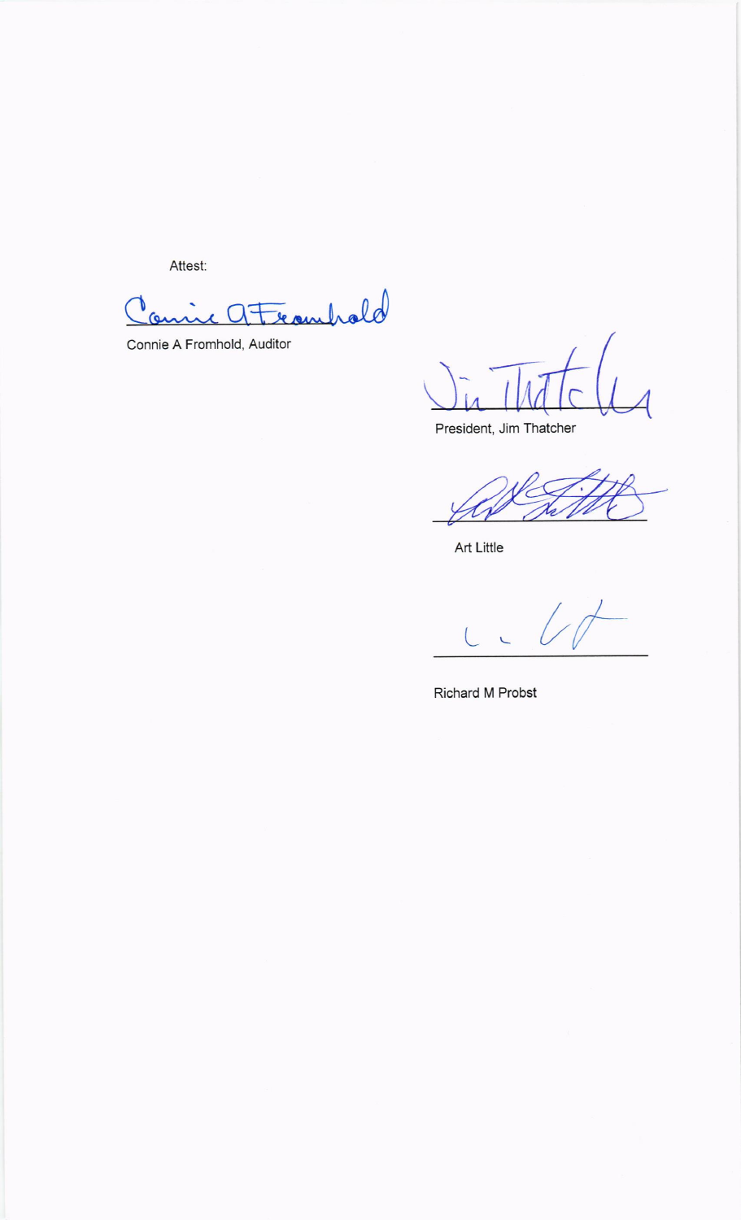Attest:

Connie A Fromhold, Auditor

President, Jim Thatcher

Art Little

Richard M Probst